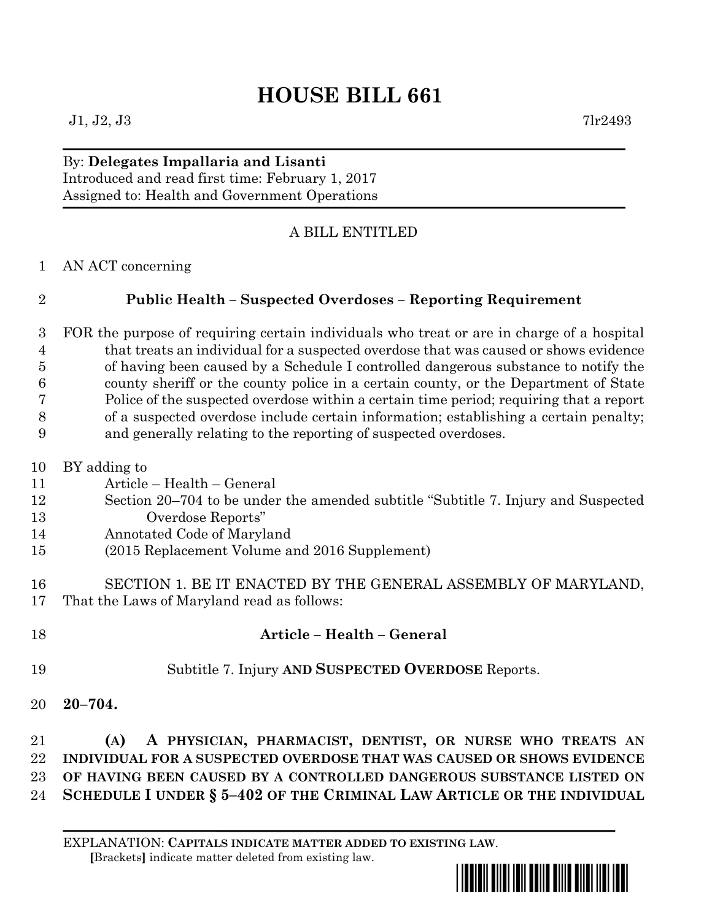# HOUSE BILL 661

J1, J2, J3 7lr2493

By: **Delegates Impallaria and Lisanti**
Introduced and read first time: February 1, 2017
Assigned to: Health and Government Operations

A BILL ENTITLED

1 AN ACT concerning

2 **Public Health – Suspected Overdoses – Reporting Requirement**

3 FOR the purpose of requiring certain individuals who treat or are in charge of a hospital
4 that treats an individual for a suspected overdose that was caused or shows evidence
5 of having been caused by a Schedule I controlled dangerous substance to notify the
6 county sheriff or the county police in a certain county, or the Department of State
7 Police of the suspected overdose within a certain time period; requiring that a report
8 of a suspected overdose include certain information; establishing a certain penalty;
9 and generally relating to the reporting of suspected overdoses.

10 BY adding to
11 Article – Health – General
12 Section 20–704 to be under the amended subtitle "Subtitle 7. Injury and Suspected
13 Overdose Reports"
14 Annotated Code of Maryland
15 (2015 Replacement Volume and 2016 Supplement)

16 SECTION 1. BE IT ENACTED BY THE GENERAL ASSEMBLY OF MARYLAND,
17 That the Laws of Maryland read as follows:

18 **Article – Health – General**

19 Subtitle 7. Injury **AND SUSPECTED OVERDOSE** Reports.

20 **20–704.**

21 **(A) A PHYSICIAN, PHARMACIST, DENTIST, OR NURSE WHO TREATS AN**
22 **INDIVIDUAL FOR A SUSPECTED OVERDOSE THAT WAS CAUSED OR SHOWS EVIDENCE**
23 **OF HAVING BEEN CAUSED BY A CONTROLLED DANGEROUS SUBSTANCE LISTED ON**
24 **SCHEDULE I UNDER § 5–402 OF THE CRIMINAL LAW ARTICLE OR THE INDIVIDUAL**

EXPLANATION: **CAPITALS INDICATE MATTER ADDED TO EXISTING LAW.**
**[**Brackets**]** indicate matter deleted from existing law.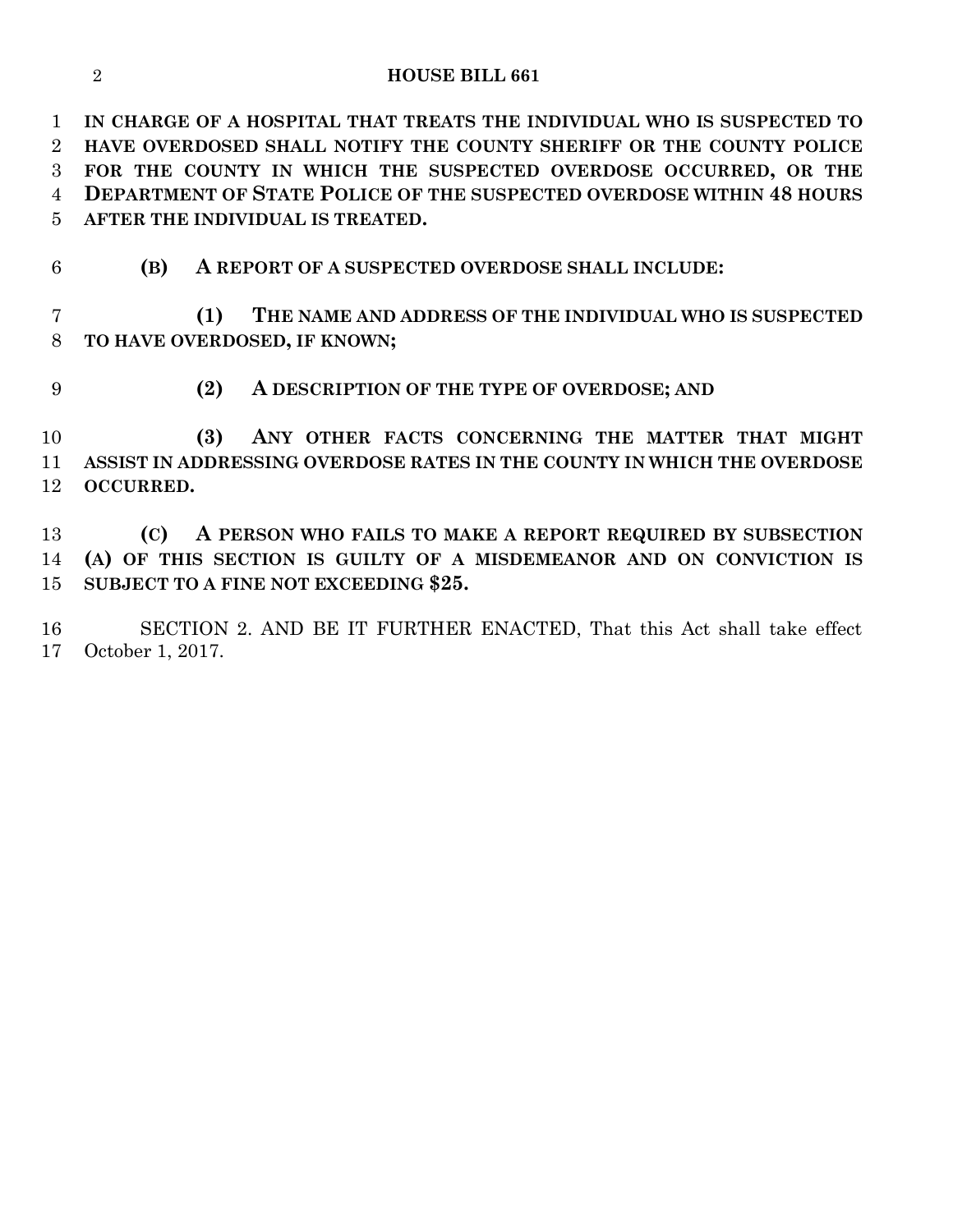**IN CHARGE OF A HOSPITAL THAT TREATS THE INDIVIDUAL WHO IS SUSPECTED TO HAVE OVERDOSED SHALL NOTIFY THE COUNTY SHERIFF OR THE COUNTY POLICE FOR THE COUNTY IN WHICH THE SUSPECTED OVERDOSE OCCURRED, OR THE DEPARTMENT OF STATE POLICE OF THE SUSPECTED OVERDOSE WITHIN 48 HOURS AFTER THE INDIVIDUAL IS TREATED.**

**(B) A REPORT OF A SUSPECTED OVERDOSE SHALL INCLUDE:**

**(1) THE NAME AND ADDRESS OF THE INDIVIDUAL WHO IS SUSPECTED TO HAVE OVERDOSED, IF KNOWN;**

**(2) A DESCRIPTION OF THE TYPE OF OVERDOSE; AND**

**(3) ANY OTHER FACTS CONCERNING THE MATTER THAT MIGHT ASSIST IN ADDRESSING OVERDOSE RATES IN THE COUNTY IN WHICH THE OVERDOSE OCCURRED.**

**(C) A PERSON WHO FAILS TO MAKE A REPORT REQUIRED BY SUBSECTION (A) OF THIS SECTION IS GUILTY OF A MISDEMEANOR AND ON CONVICTION IS SUBJECT TO A FINE NOT EXCEEDING $25.**

SECTION 2. AND BE IT FURTHER ENACTED, That this Act shall take effect October 1, 2017.